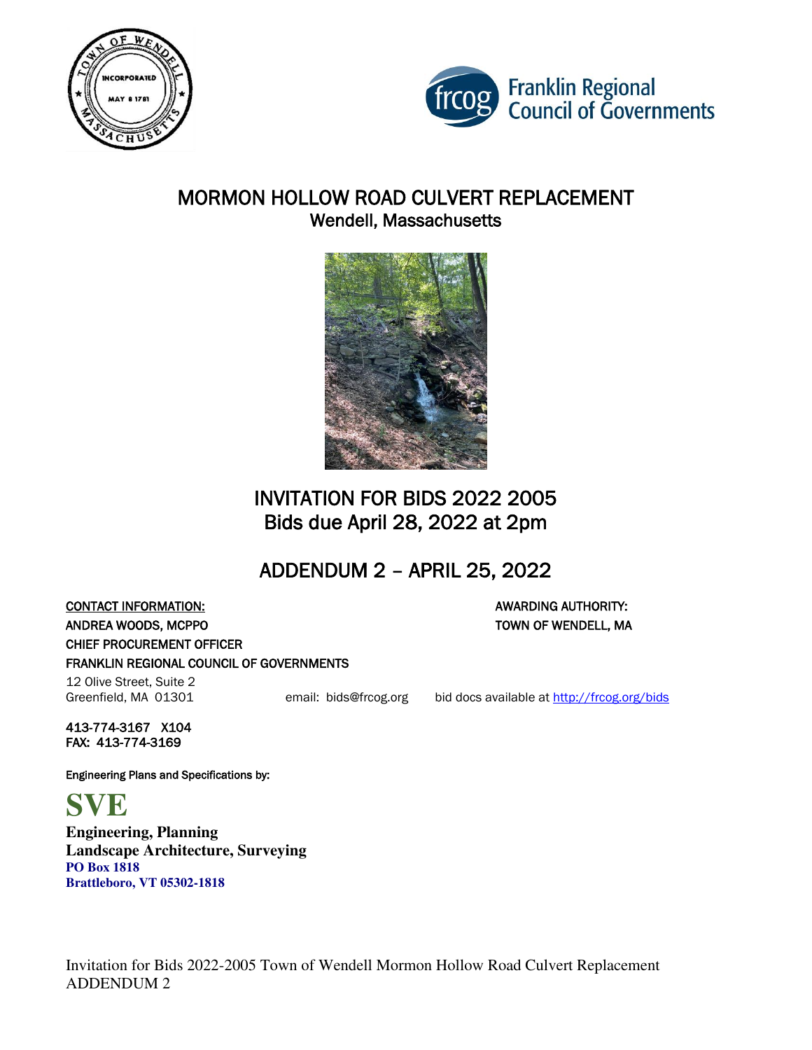# MORMON HOLLOW ROAD CULVERT REPLACEMENT

## Wendell, Massachusetts

## INVITATION FOR BIDS 2022 2005
## Bids due April 28, 2022 at 2pm

## ADDENDUM 2 – APRIL 25, 2022

CONTACT INFORMATION:
ANDREA WOODS, MCPPO
CHIEF PROCUREMENT OFFICER
FRANKLIN REGIONAL COUNCIL OF GOVERNMENTS
12 Olive Street, Suite 2
Greenfield, MA 01301

AWARDING AUTHORITY:
TOWN OF WENDELL, MA

email: bids@frcog.org

bid docs available at http://frcog.org/bids

413-774-3167 X104
FAX: 413-774-3169

Engineering Plans and Specifications by:

**SVE**
**Engineering, Planning**
**Landscape Architecture, Surveying**
**PO Box 1818**
**Brattleboro, VT 05302-1818**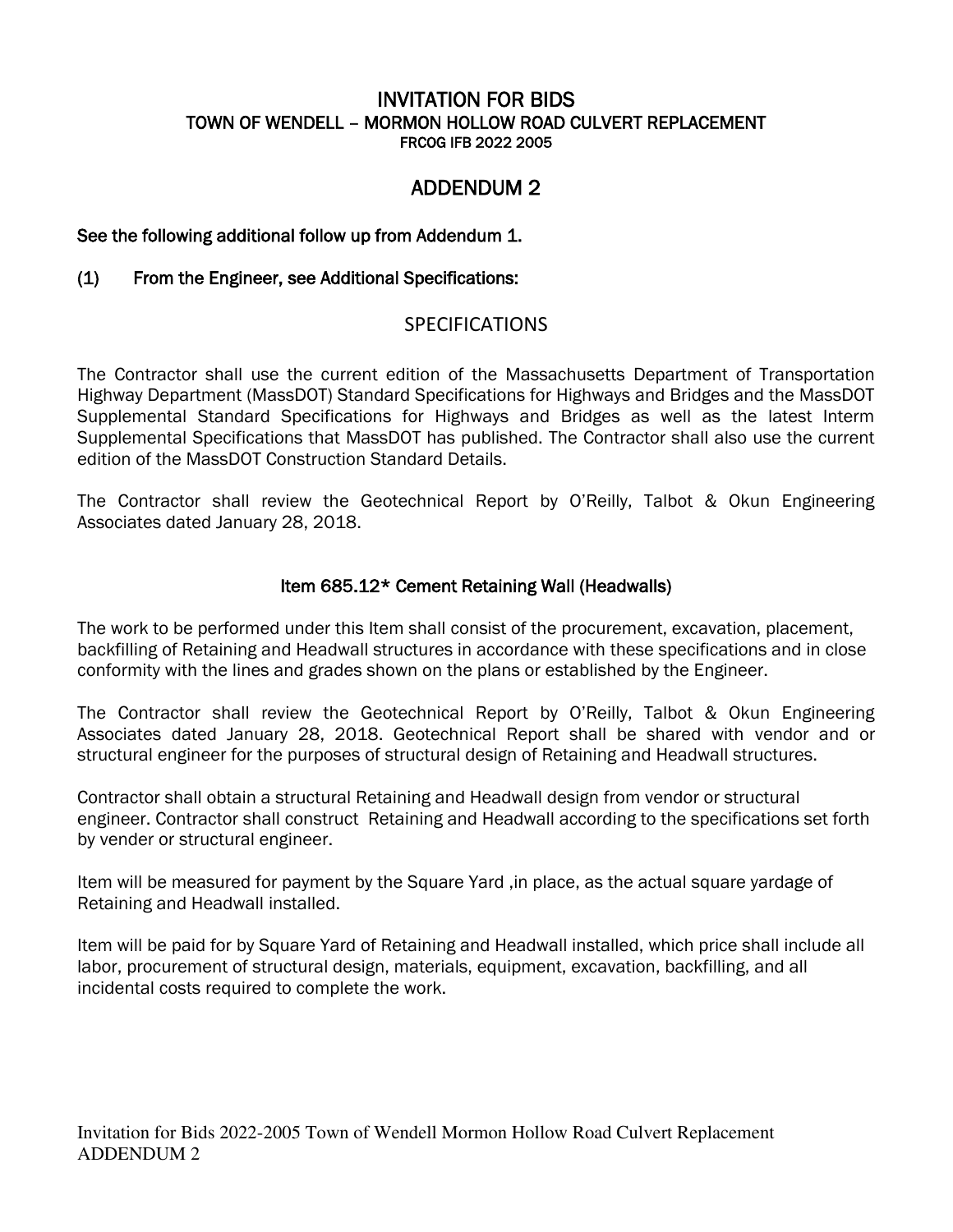# INVITATION FOR BIDS
## TOWN OF WENDELL – MORMON HOLLOW ROAD CULVERT REPLACEMENT
### FRCOG IFB 2022 2005

## ADDENDUM 2

**See the following additional follow up from Addendum 1.**

**(1) From the Engineer, see Additional Specifications:**

## SPECIFICATIONS

The Contractor shall use the current edition of the Massachusetts Department of Transportation Highway Department (MassDOT) Standard Specifications for Highways and Bridges and the MassDOT Supplemental Standard Specifications for Highways and Bridges as well as the latest Interm Supplemental Specifications that MassDOT has published. The Contractor shall also use the current edition of the MassDOT Construction Standard Details.

The Contractor shall review the Geotechnical Report by O'Reilly, Talbot & Okun Engineering Associates dated January 28, 2018.

### Item 685.12* Cement Retaining Wall (Headwalls)

The work to be performed under this Item shall consist of the procurement, excavation, placement, backfilling of Retaining and Headwall structures in accordance with these specifications and in close conformity with the lines and grades shown on the plans or established by the Engineer.

The Contractor shall review the Geotechnical Report by O'Reilly, Talbot & Okun Engineering Associates dated January 28, 2018. Geotechnical Report shall be shared with vendor and or structural engineer for the purposes of structural design of Retaining and Headwall structures.

Contractor shall obtain a structural Retaining and Headwall design from vendor or structural engineer. Contractor shall construct Retaining and Headwall according to the specifications set forth by vender or structural engineer.

Item will be measured for payment by the Square Yard ,in place, as the actual square yardage of Retaining and Headwall installed.

Item will be paid for by Square Yard of Retaining and Headwall installed, which price shall include all labor, procurement of structural design, materials, equipment, excavation, backfilling, and all incidental costs required to complete the work.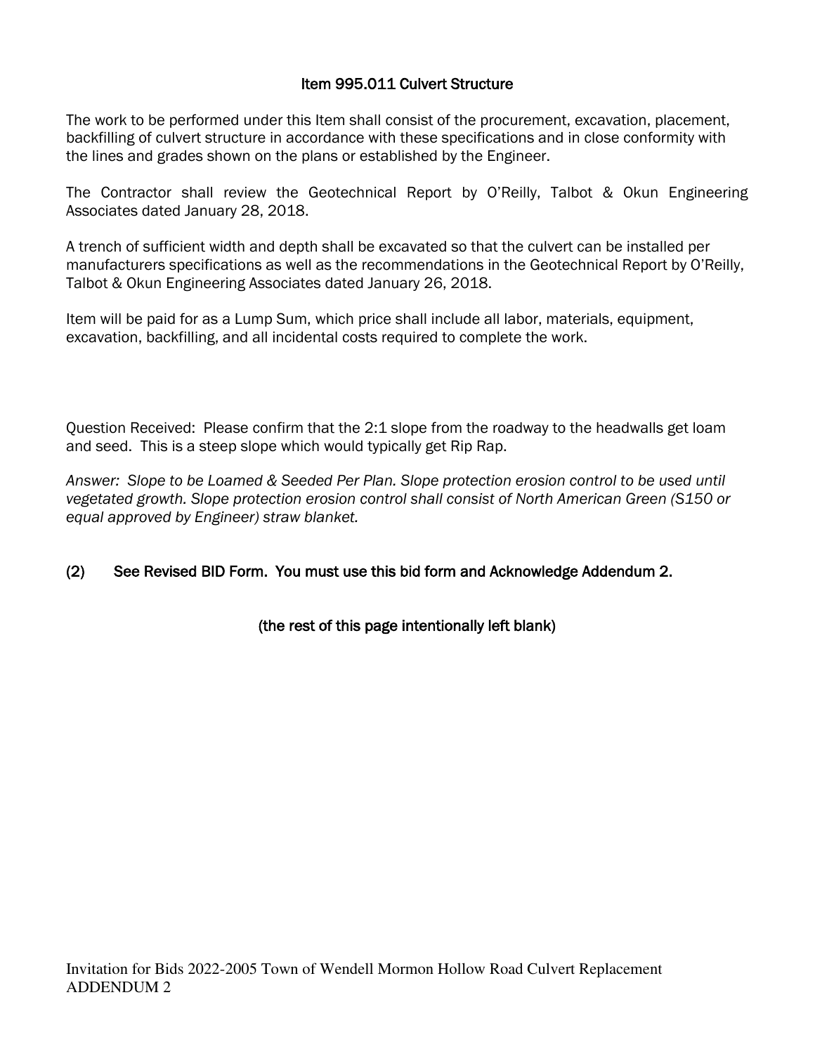### Item 995.011 Culvert Structure

The work to be performed under this Item shall consist of the procurement, excavation, placement, backfilling of culvert structure in accordance with these specifications and in close conformity with the lines and grades shown on the plans or established by the Engineer.

The Contractor shall review the Geotechnical Report by O'Reilly, Talbot & Okun Engineering Associates dated January 28, 2018.

A trench of sufficient width and depth shall be excavated so that the culvert can be installed per manufacturers specifications as well as the recommendations in the Geotechnical Report by O'Reilly, Talbot & Okun Engineering Associates dated January 26, 2018.

Item will be paid for as a Lump Sum, which price shall include all labor, materials, equipment, excavation, backfilling, and all incidental costs required to complete the work.

Question Received: Please confirm that the 2:1 slope from the roadway to the headwalls get loam and seed. This is a steep slope which would typically get Rip Rap.

*Answer: Slope to be Loamed & Seeded Per Plan. Slope protection erosion control to be used until vegetated growth. Slope protection erosion control shall consist of North American Green (S150 or equal approved by Engineer) straw blanket.*

(2) See Revised BID Form. You must use this bid form and Acknowledge Addendum 2.

(the rest of this page intentionally left blank)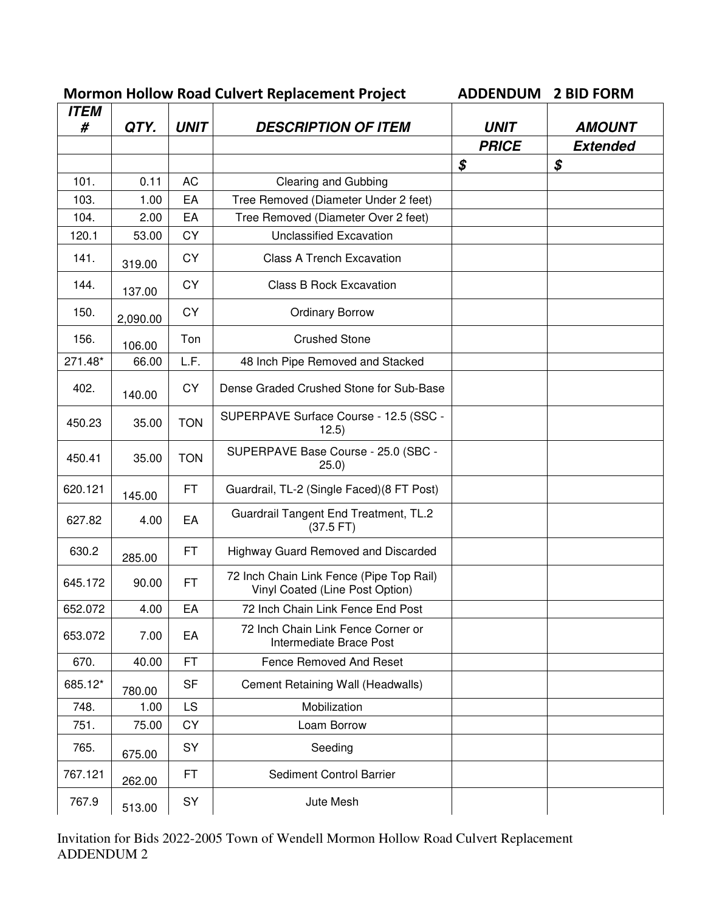**Mormon Hollow Road Culvert Replacement Project ADDENDUM 2 BID FORM**

| ITEM # | QTY. | UNIT | DESCRIPTION OF ITEM | UNIT | AMOUNT |
|---|---|---|---|---|---|
| | | | | PRICE | Extended |
| | | | | $ | $ |
| 101. | 0.11 | AC | Clearing and Gubbing | | |
| 103. | 1.00 | EA | Tree Removed (Diameter Under 2 feet) | | |
| 104. | 2.00 | EA | Tree Removed (Diameter Over 2 feet) | | |
| 120.1 | 53.00 | CY | Unclassified Excavation | | |
| 141. | 319.00 | CY | Class A Trench Excavation | | |
| 144. | 137.00 | CY | Class B Rock Excavation | | |
| 150. | 2,090.00 | CY | Ordinary Borrow | | |
| 156. | 106.00 | Ton | Crushed Stone | | |
| 271.48* | 66.00 | L.F. | 48 Inch Pipe Removed and Stacked | | |
| 402. | 140.00 | CY | Dense Graded Crushed Stone for Sub-Base | | |
| 450.23 | 35.00 | TON | SUPERPAVE Surface Course - 12.5 (SSC - 12.5) | | |
| 450.41 | 35.00 | TON | SUPERPAVE Base Course - 25.0 (SBC - 25.0) | | |
| 620.121 | 145.00 | FT | Guardrail, TL-2 (Single Faced)(8 FT Post) | | |
| 627.82 | 4.00 | EA | Guardrail Tangent End Treatment, TL.2 (37.5 FT) | | |
| 630.2 | 285.00 | FT | Highway Guard Removed and Discarded | | |
| 645.172 | 90.00 | FT | 72 Inch Chain Link Fence (Pipe Top Rail) Vinyl Coated (Line Post Option) | | |
| 652.072 | 4.00 | EA | 72 Inch Chain Link Fence End Post | | |
| 653.072 | 7.00 | EA | 72 Inch Chain Link Fence Corner or Intermediate Brace Post | | |
| 670. | 40.00 | FT | Fence Removed And Reset | | |
| 685.12* | 780.00 | SF | Cement Retaining Wall (Headwalls) | | |
| 748. | 1.00 | LS | Mobilization | | |
| 751. | 75.00 | CY | Loam Borrow | | |
| 765. | 675.00 | SY | Seeding | | |
| 767.121 | 262.00 | FT | Sediment Control Barrier | | |
| 767.9 | 513.00 | SY | Jute Mesh | | |

Invitation for Bids 2022-2005 Town of Wendell Mormon Hollow Road Culvert Replacement
ADDENDUM 2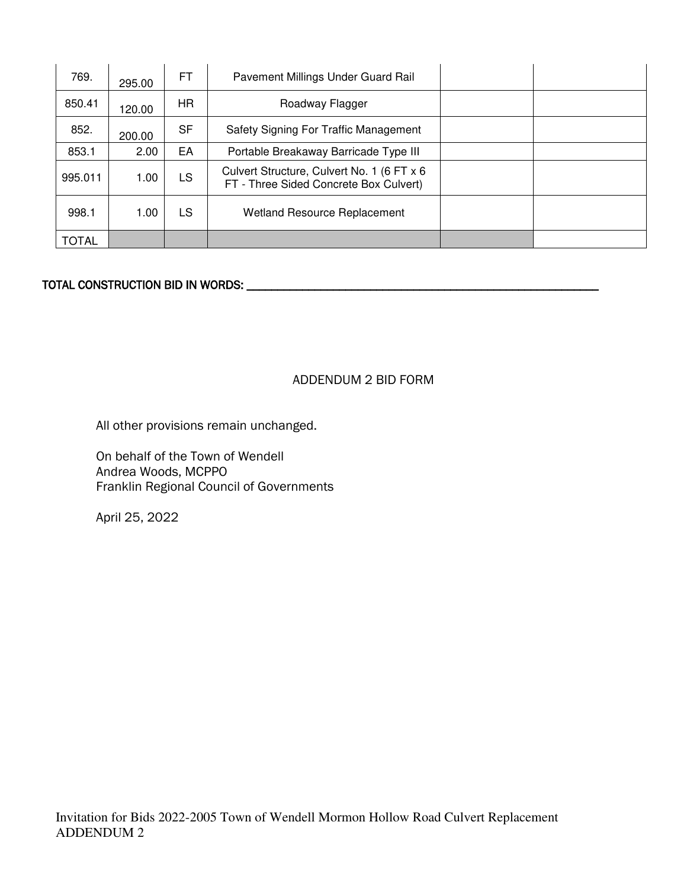| | | | | | |
|---|---|---|---|---|---|
| 769. | 295.00 | FT | Pavement Millings Under Guard Rail | | |
| 850.41 | 120.00 | HR | Roadway Flagger | | |
| 852. | 200.00 | SF | Safety Signing For Traffic Management | | |
| 853.1 | 2.00 | EA | Portable Breakaway Barricade Type III | | |
| 995.011 | 1.00 | LS | Culvert Structure, Culvert No. 1 (6 FT x 6 FT - Three Sided Concrete Box Culvert) | | |
| 998.1 | 1.00 | LS | Wetland Resource Replacement | | |
| TOTAL | | | | | |

**TOTAL CONSTRUCTION BID IN WORDS: ______________________________________________________________**

ADDENDUM 2 BID FORM

All other provisions remain unchanged.

On behalf of the Town of Wendell
Andrea Woods, MCPPO
Franklin Regional Council of Governments

April 25, 2022